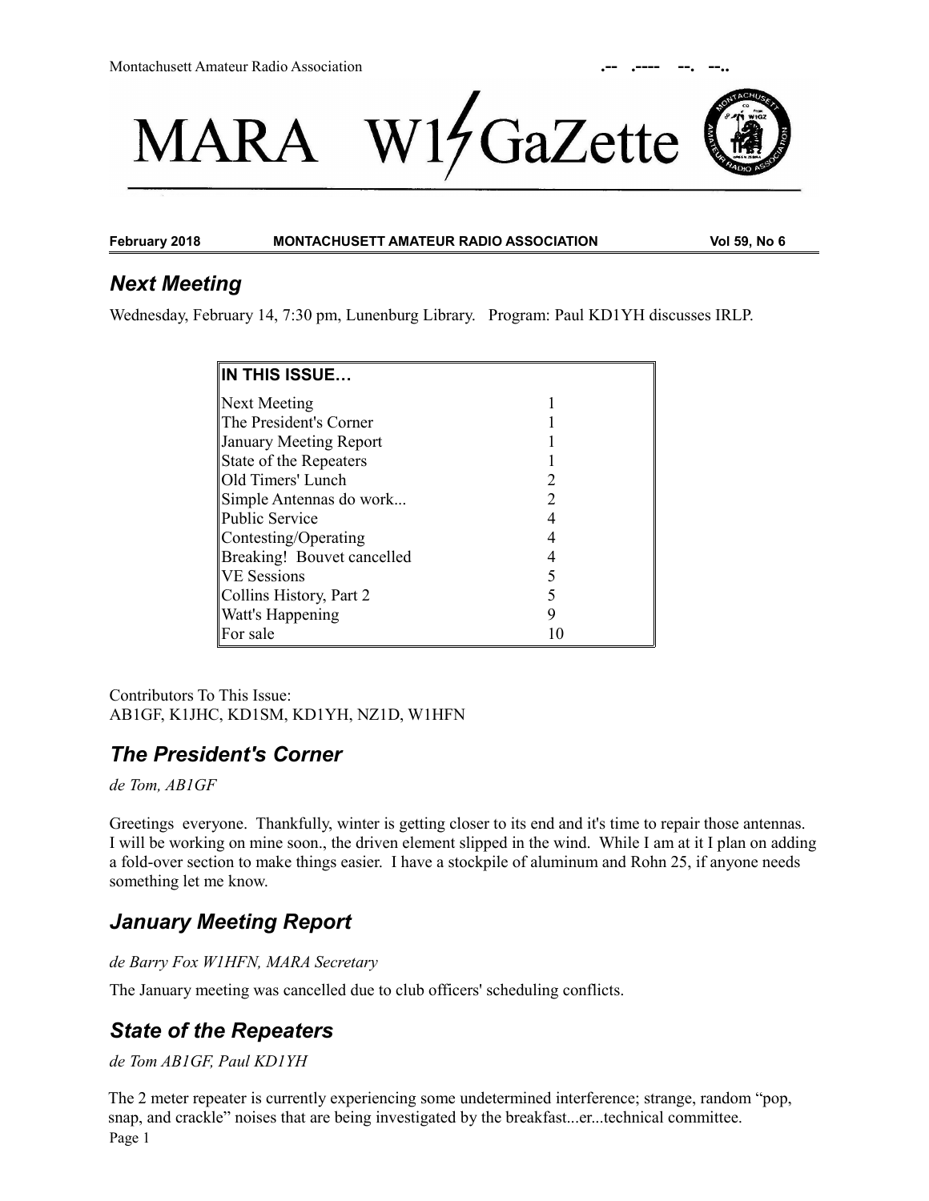Montachusett Amateur Radio Association .-- .---- --. --..

# MARA W1GaZette

**February 2018** **MONTACHUSETT AMATEUR RADIO ASSOCIATION** **Vol 59, No 6**

## Next Meeting

Wednesday, February 14, 7:30 pm, Lunenburg Library. Program: Paul KD1YH discusses IRLP.

| IN THIS ISSUE… | |
|---|---|
| Next Meeting | 1 |
| The President's Corner | 1 |
| January Meeting Report | 1 |
| State of the Repeaters | 1 |
| Old Timers' Lunch | 2 |
| Simple Antennas do work... | 2 |
| Public Service | 4 |
| Contesting/Operating | 4 |
| Breaking! Bouvet cancelled | 4 |
| VE Sessions | 5 |
| Collins History, Part 2 | 5 |
| Watt's Happening | 9 |
| For sale | 10 |

Contributors To This Issue:
AB1GF, K1JHC, KD1SM, KD1YH, NZ1D, W1HFN

## The President's Corner

*de Tom, AB1GF*

Greetings everyone. Thankfully, winter is getting closer to its end and it's time to repair those antennas. I will be working on mine soon., the driven element slipped in the wind. While I am at it I plan on adding a fold-over section to make things easier. I have a stockpile of aluminum and Rohn 25, if anyone needs something let me know.

## January Meeting Report

*de Barry Fox W1HFN, MARA Secretary*

The January meeting was cancelled due to club officers' scheduling conflicts.

## State of the Repeaters

*de Tom AB1GF, Paul KD1YH*

The 2 meter repeater is currently experiencing some undetermined interference; strange, random "pop, snap, and crackle" noises that are being investigated by the breakfast...er...technical committee.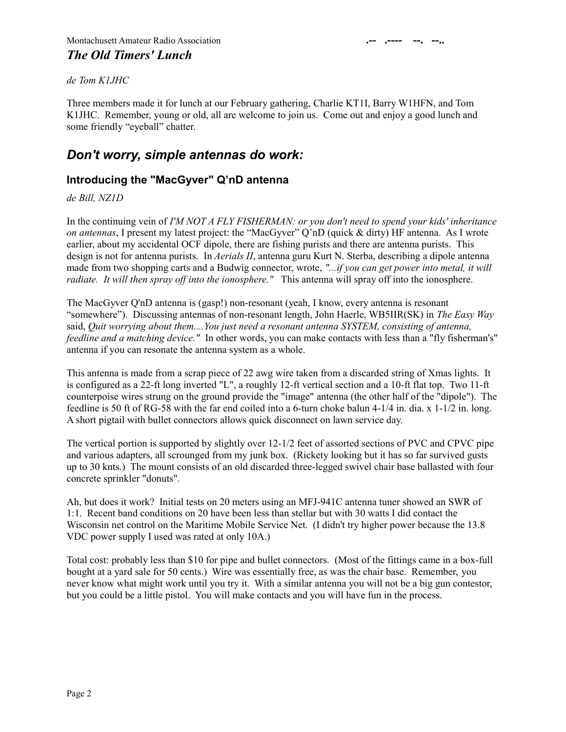## The Old Timers' Lunch

*de Tom K1JHC*

Three members made it for lunch at our February gathering, Charlie KT1I, Barry W1HFN, and Tom K1JHC. Remember, young or old, all are welcome to join us. Come out and enjoy a good lunch and some friendly "eyeball" chatter.

## Don't worry, simple antennas do work:

### Introducing the "MacGyver" Q'nD antenna

*de Bill, NZ1D*

In the continuing vein of *I'M NOT A FLY FISHERMAN: or you don't need to spend your kids' inheritance on antennas*, I present my latest project: the "MacGyver" Q'nD (quick & dirty) HF antenna. As I wrote earlier, about my accidental OCF dipole, there are fishing purists and there are antenna purists. This design is not for antenna purists. In *Aerials II*, antenna guru Kurt N. Sterba, describing a dipole antenna made from two shopping carts and a Budwig connector, wrote, *"...if you can get power into metal, it will radiate. It will then spray off into the ionosphere."* This antenna will spray off into the ionosphere.

The MacGyver Q'nD antenna is (gasp!) non-resonant (yeah, I know, every antenna is resonant "somewhere"). Discussing antennas of non-resonant length, John Haerle, WB5IIR(SK) in *The Easy Way* said, *Quit worrying about them....You just need a resonant antenna SYSTEM, consisting of antenna, feedline and a matching device."* In other words, you can make contacts with less than a "fly fisherman's" antenna if you can resonate the antenna system as a whole.

This antenna is made from a scrap piece of 22 awg wire taken from a discarded string of Xmas lights. It is configured as a 22-ft long inverted "L", a roughly 12-ft vertical section and a 10-ft flat top. Two 11-ft counterpoise wires strung on the ground provide the "image" antenna (the other half of the "dipole"). The feedline is 50 ft of RG-58 with the far end coiled into a 6-turn choke balun 4-1/4 in. dia. x 1-1/2 in. long. A short pigtail with bullet connectors allows quick disconnect on lawn service day.

The vertical portion is supported by slightly over 12-1/2 feet of assorted sections of PVC and CPVC pipe and various adapters, all scrounged from my junk box. (Rickety looking but it has so far survived gusts up to 30 knts.) The mount consists of an old discarded three-legged swivel chair base ballasted with four concrete sprinkler "donuts".

Ah, but does it work? Initial tests on 20 meters using an MFJ-941C antenna tuner showed an SWR of 1:1. Recent band conditions on 20 have been less than stellar but with 30 watts I did contact the Wisconsin net control on the Maritime Mobile Service Net. (I didn't try higher power because the 13.8 VDC power supply I used was rated at only 10A.)

Total cost: probably less than $10 for pipe and bullet connectors. (Most of the fittings came in a box-full bought at a yard sale for 50 cents.) Wire was essentially free, as was the chair base. Remember, you never know what might work until you try it. With a similar antenna you will not be a big gun contestor, but you could be a little pistol. You will make contacts and you will have fun in the process.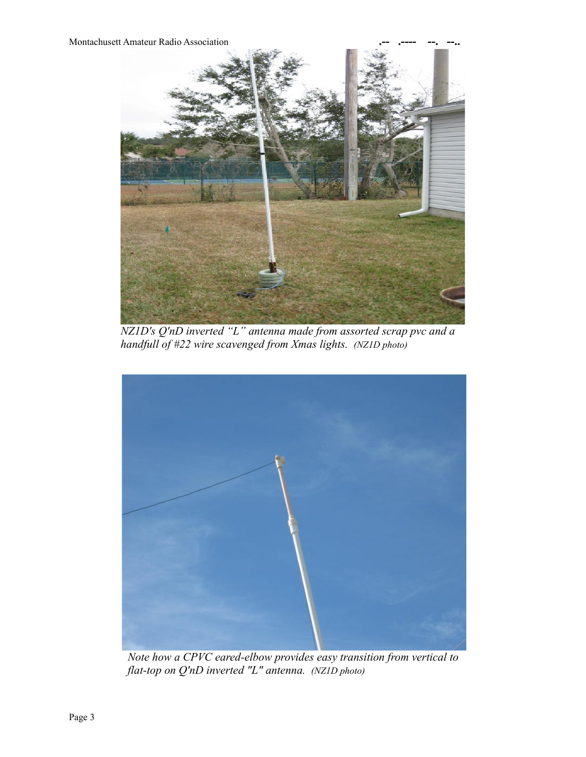*NZ1D's Q'nD inverted "L" antenna made from assorted scrap pvc and a handfull of #22 wire scavenged from Xmas lights. (NZ1D photo)*

*Note how a CPVC eared-elbow provides easy transition from vertical to flat-top on Q'nD inverted "L" antenna. (NZ1D photo)*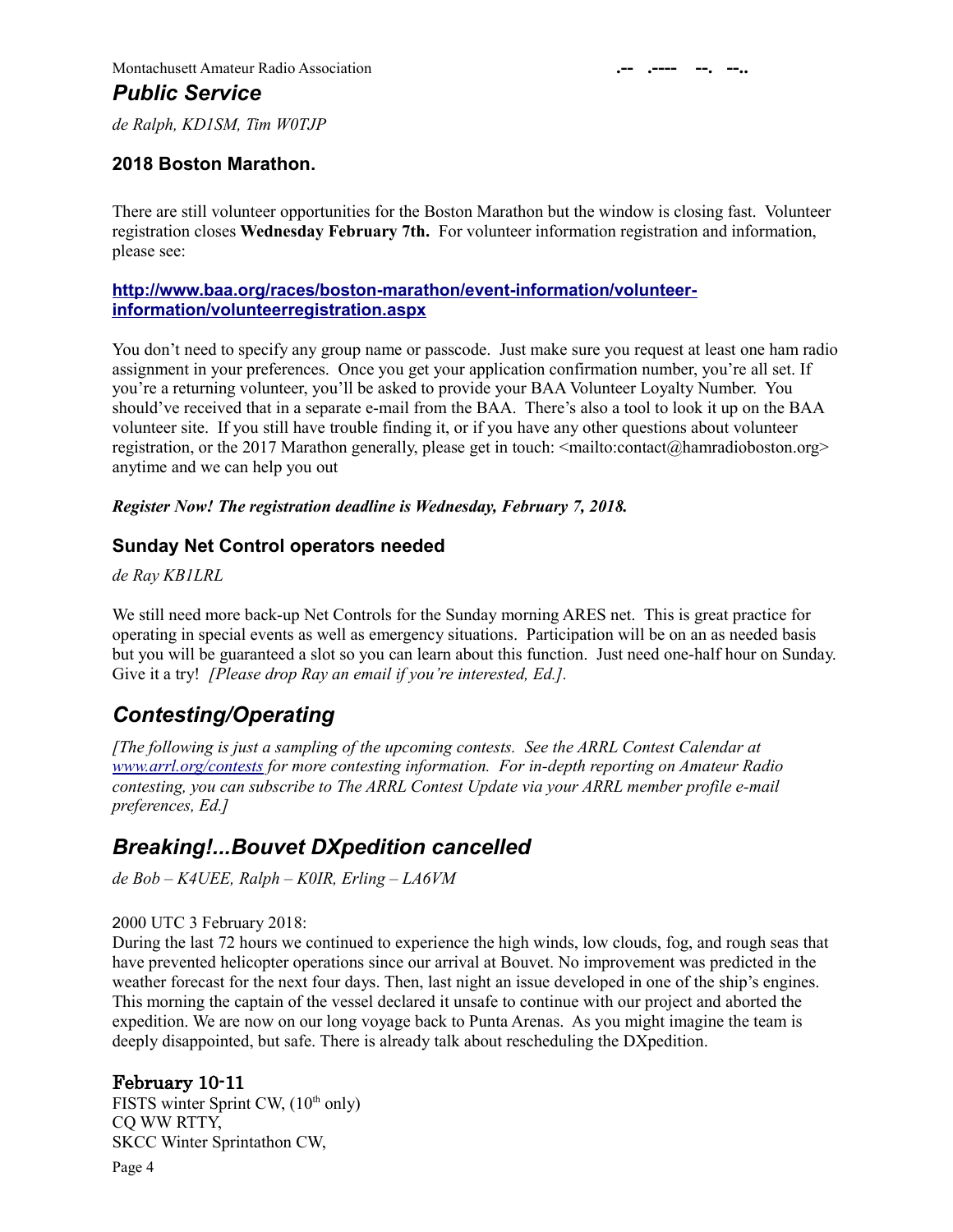## *Public Service*

*de Ralph, KD1SM, Tim W0TJP*

### 2018 Boston Marathon.

There are still volunteer opportunities for the Boston Marathon but the window is closing fast. Volunteer registration closes **Wednesday February 7th.** For volunteer information registration and information, please see:

**[http://www.baa.org/races/boston-marathon/event-information/volunteer-information/volunteerregistration.aspx](http://www.baa.org/races/boston-marathon/event-information/volunteer-information/volunteerregistration.aspx)**

You don't need to specify any group name or passcode. Just make sure you request at least one ham radio assignment in your preferences. Once you get your application confirmation number, you're all set. If you're a returning volunteer, you'll be asked to provide your BAA Volunteer Loyalty Number. You should've received that in a separate e-mail from the BAA. There's also a tool to look it up on the BAA volunteer site. If you still have trouble finding it, or if you have any other questions about volunteer registration, or the 2017 Marathon generally, please get in touch: <mailto:contact@hamradioboston.org> anytime and we can help you out

***Register Now! The registration deadline is Wednesday, February 7, 2018.***

### Sunday Net Control operators needed

*de Ray KB1LRL*

We still need more back-up Net Controls for the Sunday morning ARES net. This is great practice for operating in special events as well as emergency situations. Participation will be on an as needed basis but you will be guaranteed a slot so you can learn about this function. Just need one-half hour on Sunday. Give it a try! *[Please drop Ray an email if you're interested, Ed.].*

## *Contesting/Operating*

*[The following is just a sampling of the upcoming contests. See the ARRL Contest Calendar at [www.arrl.org/contests](http://www.arrl.org/contests) for more contesting information. For in-depth reporting on Amateur Radio contesting, you can subscribe to The ARRL Contest Update via your ARRL member profile e-mail preferences, Ed.]*

## *Breaking!...Bouvet DXpedition cancelled*

*de Bob – K4UEE, Ralph – K0IR, Erling – LA6VM*

2000 UTC 3 February 2018:
During the last 72 hours we continued to experience the high winds, low clouds, fog, and rough seas that have prevented helicopter operations since our arrival at Bouvet. No improvement was predicted in the weather forecast for the next four days. Then, last night an issue developed in one of the ship's engines. This morning the captain of the vessel declared it unsafe to continue with our project and aborted the expedition. We are now on our long voyage back to Punta Arenas. As you might imagine the team is deeply disappointed, but safe. There is already talk about rescheduling the DXpedition.

### February 10-11

FISTS winter Sprint CW, (10th only)
CQ WW RTTY,
SKCC Winter Sprintathon CW,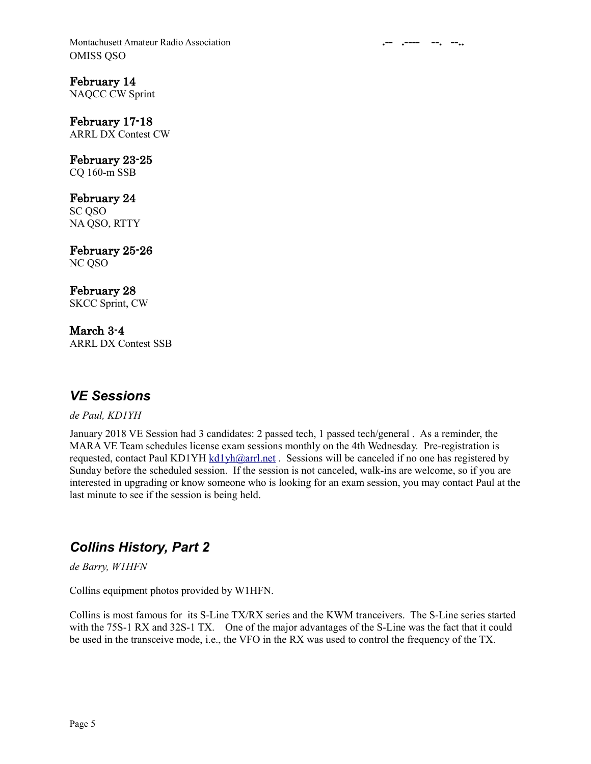OMISS QSO

**February 14**
NAQCC CW Sprint

**February 17-18**
ARRL DX Contest CW

**February 23-25**
CQ 160-m SSB

**February 24**
SC QSO
NA QSO, RTTY

**February 25-26**
NC QSO

**February 28**
SKCC Sprint, CW

**March 3-4**
ARRL DX Contest SSB

## *VE Sessions*

*de Paul, KD1YH*

January 2018 VE Session had 3 candidates: 2 passed tech, 1 passed tech/general . As a reminder, the MARA VE Team schedules license exam sessions monthly on the 4th Wednesday. Pre-registration is requested, contact Paul KD1YH kd1yh@arrl.net . Sessions will be canceled if no one has registered by Sunday before the scheduled session. If the session is not canceled, walk-ins are welcome, so if you are interested in upgrading or know someone who is looking for an exam session, you may contact Paul at the last minute to see if the session is being held.

## *Collins History, Part 2*

*de Barry, W1HFN*

Collins equipment photos provided by W1HFN.

Collins is most famous for its S-Line TX/RX series and the KWM tranceivers. The S-Line series started with the 75S-1 RX and 32S-1 TX. One of the major advantages of the S-Line was the fact that it could be used in the transceive mode, i.e., the VFO in the RX was used to control the frequency of the TX.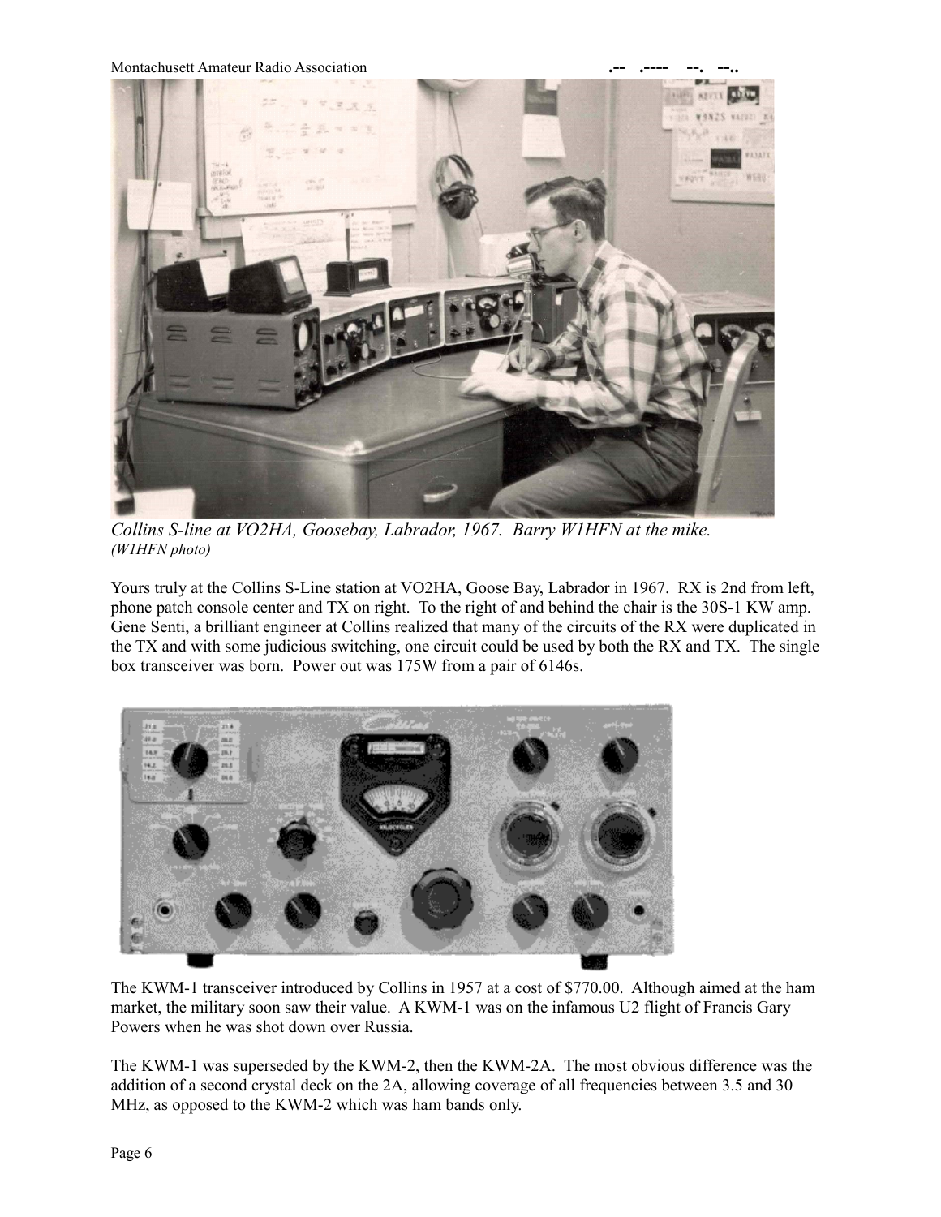*Collins S-line at VO2HA, Goosebay, Labrador, 1967. Barry W1HFN at the mike.*
*(W1HFN photo)*

Yours truly at the Collins S-Line station at VO2HA, Goose Bay, Labrador in 1967. RX is 2nd from left, phone patch console center and TX on right. To the right of and behind the chair is the 30S-1 KW amp. Gene Senti, a brilliant engineer at Collins realized that many of the circuits of the RX were duplicated in the TX and with some judicious switching, one circuit could be used by both the RX and TX. The single box transceiver was born. Power out was 175W from a pair of 6146s.

The KWM-1 transceiver introduced by Collins in 1957 at a cost of $770.00. Although aimed at the ham market, the military soon saw their value. A KWM-1 was on the infamous U2 flight of Francis Gary Powers when he was shot down over Russia.

The KWM-1 was superseded by the KWM-2, then the KWM-2A. The most obvious difference was the addition of a second crystal deck on the 2A, allowing coverage of all frequencies between 3.5 and 30 MHz, as opposed to the KWM-2 which was ham bands only.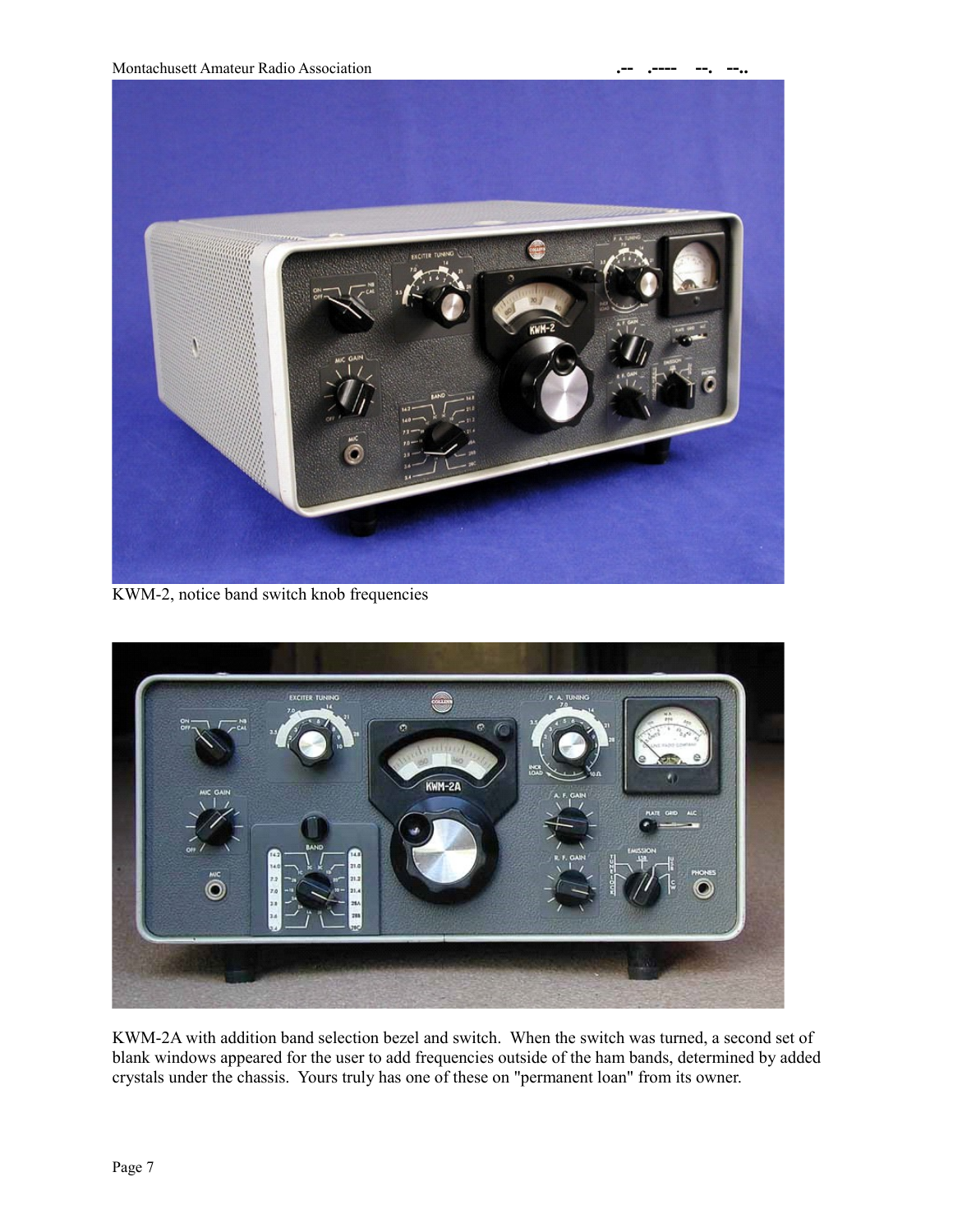KWM-2, notice band switch knob frequencies

KWM-2A with addition band selection bezel and switch. When the switch was turned, a second set of blank windows appeared for the user to add frequencies outside of the ham bands, determined by added crystals under the chassis. Yours truly has one of these on "permanent loan" from its owner.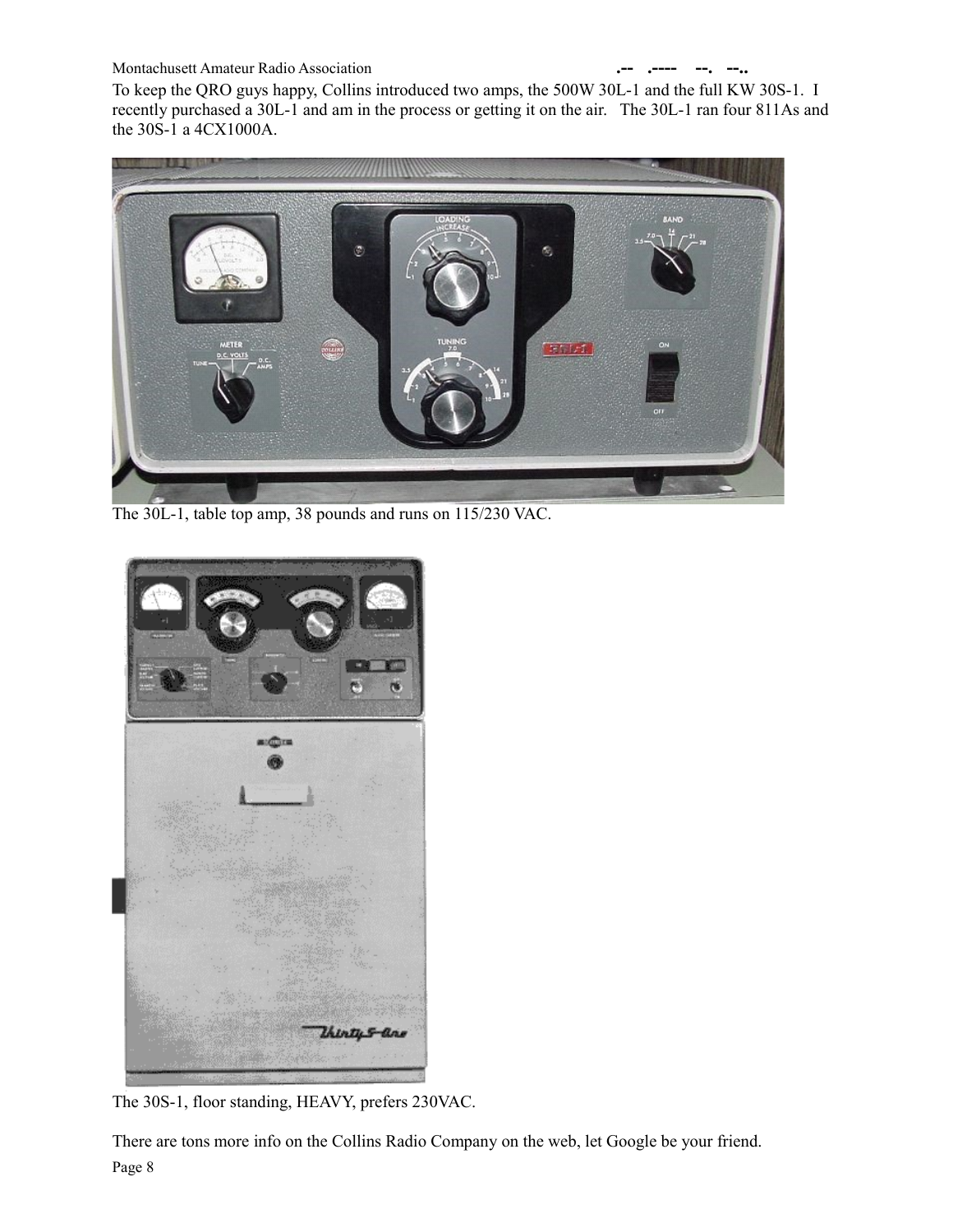To keep the QRO guys happy, Collins introduced two amps, the 500W 30L-1 and the full KW 30S-1. I recently purchased a 30L-1 and am in the process or getting it on the air. The 30L-1 ran four 811As and the 30S-1 a 4CX1000A.

The 30L-1, table top amp, 38 pounds and runs on 115/230 VAC.

The 30S-1, floor standing, HEAVY, prefers 230VAC.

There are tons more info on the Collins Radio Company on the web, let Google be your friend.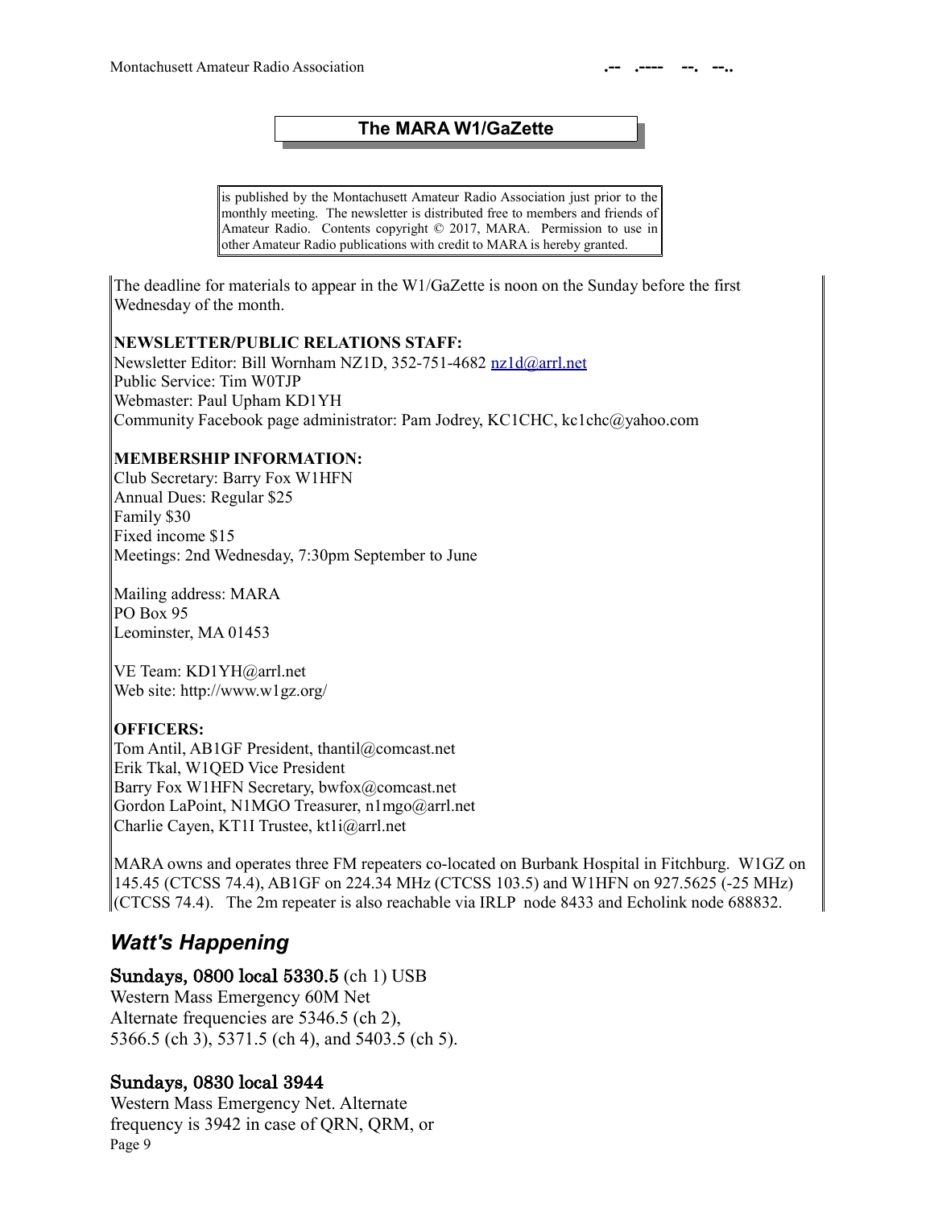## The MARA W1/GaZette

is published by the Montachusett Amateur Radio Association just prior to the monthly meeting. The newsletter is distributed free to members and friends of Amateur Radio. Contents copyright © 2017, MARA. Permission to use in other Amateur Radio publications with credit to MARA is hereby granted.

The deadline for materials to appear in the W1/GaZette is noon on the Sunday before the first Wednesday of the month.

**NEWSLETTER/PUBLIC RELATIONS STAFF:**
Newsletter Editor: Bill Wornham NZ1D, 352-751-4682 nz1d@arrl.net
Public Service: Tim W0TJP
Webmaster: Paul Upham KD1YH
Community Facebook page administrator: Pam Jodrey, KC1CHC, kc1chc@yahoo.com

**MEMBERSHIP INFORMATION:**
Club Secretary: Barry Fox W1HFN
Annual Dues: Regular $25
Family $30
Fixed income $15
Meetings: 2nd Wednesday, 7:30pm September to June

Mailing address: MARA
PO Box 95
Leominster, MA 01453

VE Team: KD1YH@arrl.net
Web site: http://www.w1gz.org/

**OFFICERS:**
Tom Antil, AB1GF President, thantil@comcast.net
Erik Tkal, W1QED Vice President
Barry Fox W1HFN Secretary, bwfox@comcast.net
Gordon LaPoint, N1MGO Treasurer, n1mgo@arrl.net
Charlie Cayen, KT1I Trustee, kt1i@arrl.net

MARA owns and operates three FM repeaters co-located on Burbank Hospital in Fitchburg. W1GZ on 145.45 (CTCSS 74.4), AB1GF on 224.34 MHz (CTCSS 103.5) and W1HFN on 927.5625 (-25 MHz) (CTCSS 74.4). The 2m repeater is also reachable via IRLP node 8433 and Echolink node 688832.

## *Watt's Happening*

**Sundays, 0800 local 5330.5** (ch 1) USB
Western Mass Emergency 60M Net
Alternate frequencies are 5346.5 (ch 2), 5366.5 (ch 3), 5371.5 (ch 4), and 5403.5 (ch 5).

**Sundays, 0830 local 3944**
Western Mass Emergency Net. Alternate frequency is 3942 in case of QRN, QRM, or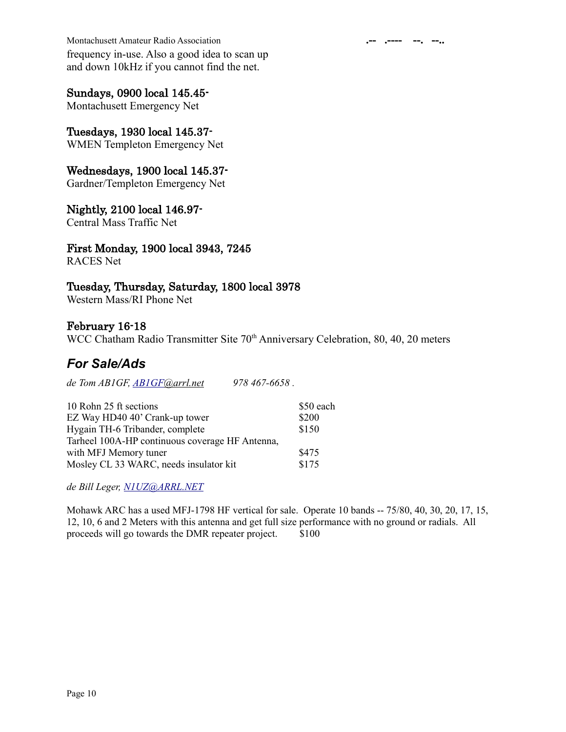frequency in-use. Also a good idea to scan up and down 10kHz if you cannot find the net.

**Sundays, 0900 local 145.45-**
Montachusett Emergency Net

**Tuesdays, 1930 local 145.37-**
WMEN Templeton Emergency Net

**Wednesdays, 1900 local 145.37-**
Gardner/Templeton Emergency Net

**Nightly, 2100 local 146.97-**
Central Mass Traffic Net

**First Monday, 1900 local 3943, 7245**
RACES Net

**Tuesday, Thursday, Saturday, 1800 local 3978**
Western Mass/RI Phone Net

**February 16-18**
WCC Chatham Radio Transmitter Site 70th Anniversary Celebration, 80, 40, 20 meters

## *For Sale/Ads*

*de Tom AB1GF, AB1GF@arrl.net 978 467-6658 .*

| | |
|---|---|
| 10 Rohn 25 ft sections | $50 each |
| EZ Way HD40 40' Crank-up tower | $200 |
| Hygain TH-6 Tribander, complete | $150 |
| Tarheel 100A-HP continuous coverage HF Antenna, with MFJ Memory tuner | $475 |
| Mosley CL 33 WARC, needs insulator kit | $175 |

*de Bill Leger, N1UZ@ARRL.NET*

Mohawk ARC has a used MFJ-1798 HF vertical for sale. Operate 10 bands -- 75/80, 40, 30, 20, 17, 15, 12, 10, 6 and 2 Meters with this antenna and get full size performance with no ground or radials. All proceeds will go towards the DMR repeater project. $100